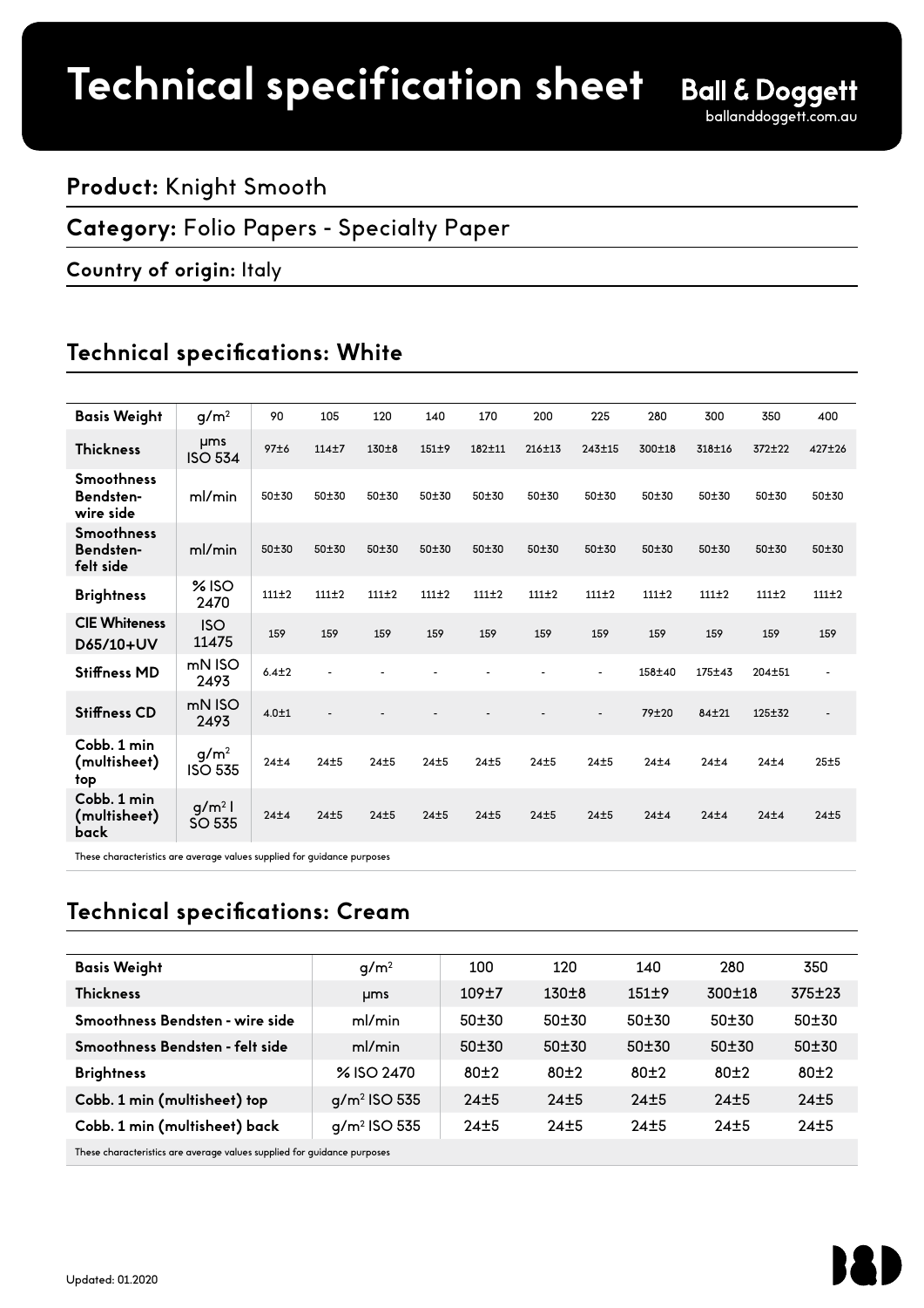# Technical specification sheet

**Ball & Doggett**
balldoggett.com.au

**Product:** Knight Smooth

**Category:** Folio Papers - Specialty Paper

**Country of origin:** Italy

## Technical specifications: White

| Basis Weight | $g/m^2$ | 90 | 105 | 120 | 140 | 170 | 200 | 225 | 280 | 300 | 350 | 400 |
|---|---|---|---|---|---|---|---|---|---|---|---|---|
| Thickness | μms ISO 534 | 97±6 | 114±7 | 130±8 | 151±9 | 182±11 | 216±13 | 243±15 | 300±18 | 318±16 | 372±22 | 427±26 |
| Smoothness Bendsten-wire side | ml/min | 50±30 | 50±30 | 50±30 | 50±30 | 50±30 | 50±30 | 50±30 | 50±30 | 50±30 | 50±30 | 50±30 |
| Smoothness Bendsten-felt side | ml/min | 50±30 | 50±30 | 50±30 | 50±30 | 50±30 | 50±30 | 50±30 | 50±30 | 50±30 | 50±30 | 50±30 |
| Brightness | % ISO 2470 | 111±2 | 111±2 | 111±2 | 111±2 | 111±2 | 111±2 | 111±2 | 111±2 | 111±2 | 111±2 | 111±2 |
| CIE Whiteness D65/10+UV | ISO 11475 | 159 | 159 | 159 | 159 | 159 | 159 | 159 | 159 | 159 | 159 | 159 |
| Stiffness MD | mN ISO 2493 | 6.4±2 | - | - | - | - | - | - | 158±40 | 175±43 | 204±51 | - |
| Stiffness CD | mN ISO 2493 | 4.0±1 | - | - | - | - | - | - | 79±20 | 84±21 | 125±32 | - |
| Cobb. 1 min (multisheet) top | $g/m^2$ ISO 535 | 24±4 | 24±5 | 24±5 | 24±5 | 24±5 | 24±5 | 24±5 | 24±4 | 24±4 | 24±4 | 25±5 |
| Cobb. 1 min (multisheet) back | $g/m^2$ ISO 535 | 24±4 | 24±5 | 24±5 | 24±5 | 24±5 | 24±5 | 24±5 | 24±4 | 24±4 | 24±4 | 24±5 |

These characteristics are average values supplied for guidance purposes

## Technical specifications: Cream

| Basis Weight | $g/m^2$ | 100 | 120 | 140 | 280 | 350 |
|---|---|---|---|---|---|---|
| Thickness | μms | 109±7 | 130±8 | 151±9 | 300±18 | 375±23 |
| Smoothness Bendsten - wire side | ml/min | 50±30 | 50±30 | 50±30 | 50±30 | 50±30 |
| Smoothness Bendsten - felt side | ml/min | 50±30 | 50±30 | 50±30 | 50±30 | 50±30 |
| Brightness | % ISO 2470 | 80±2 | 80±2 | 80±2 | 80±2 | 80±2 |
| Cobb. 1 min (multisheet) top | $g/m^2$ ISO 535 | 24±5 | 24±5 | 24±5 | 24±5 | 24±5 |
| Cobb. 1 min (multisheet) back | $g/m^2$ ISO 535 | 24±5 | 24±5 | 24±5 | 24±5 | 24±5 |

These characteristics are average values supplied for guidance purposes

Updated: 01.2020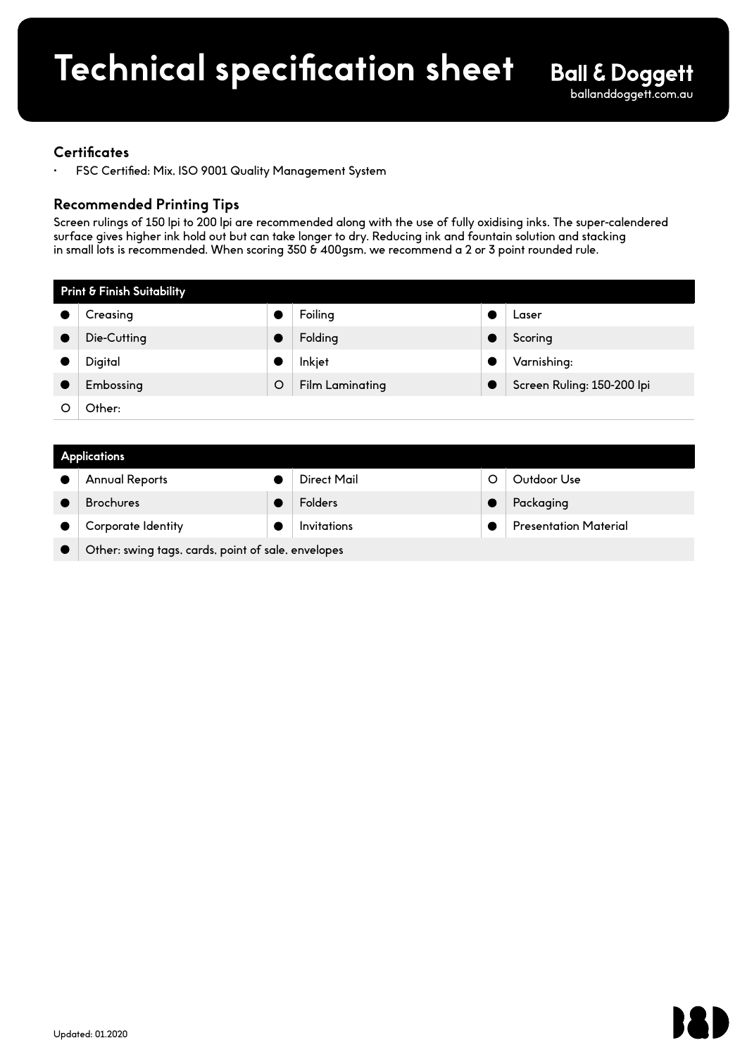# Technical specification sheet

**Ball & Doggett**
balldoggett.com.au

### Certificates

- FSC Certified: Mix, ISO 9001 Quality Management System

### Recommended Printing Tips

Screen rulings of 150 lpi to 200 lpi are recommended along with the use of fully oxidising inks. The super-calendered surface gives higher ink hold out but can take longer to dry. Reducing ink and fountain solution and stacking in small lots is recommended. When scoring 350 & 400gsm, we recommend a 2 or 3 point rounded rule.

| Print & Finish Suitability | | | | | |
|---|---|---|---|---|---|
| ● | Creasing | ● | Foiling | ● | Laser |
| ● | Die-Cutting | ● | Folding | ● | Scoring |
| ● | Digital | ● | Inkjet | ● | Varnishing: |
| ● | Embossing | ○ | Film Laminating | ● | Screen Ruling: 150-200 lpi |
| ○ | Other: | | | | |

| Applications | | | | | |
|---|---|---|---|---|---|
| ● | Annual Reports | ● | Direct Mail | ○ | Outdoor Use |
| ● | Brochures | ● | Folders | ● | Packaging |
| ● | Corporate Identity | ● | Invitations | ● | Presentation Material |
| ● | Other: swing tags, cards, point of sale, envelopes | | | | |

Updated: 01.2020